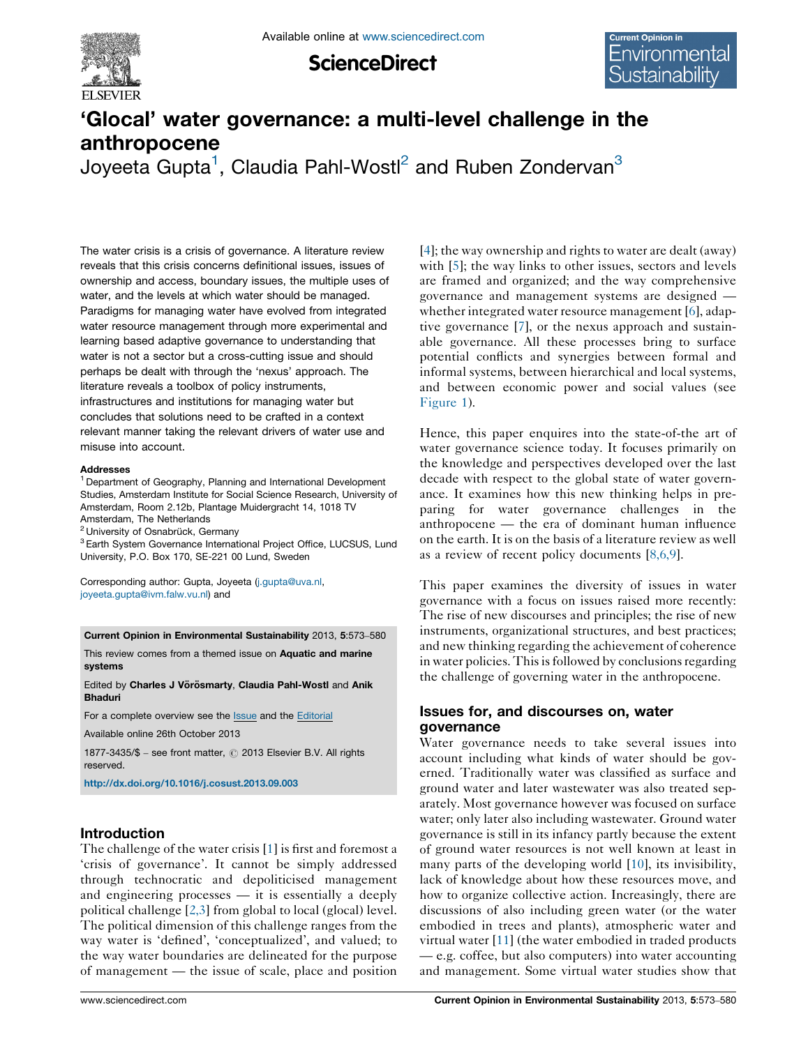# 'Glocal' water governance: a multi-level challenge in the anthropocene

Joyeeta Gupta[1], Claudia Pahl-Wostl[2] and Ruben Zondervan[3]

The water crisis is a crisis of governance. A literature review reveals that this crisis concerns definitional issues, issues of ownership and access, boundary issues, the multiple uses of water, and the levels at which water should be managed. Paradigms for managing water have evolved from integrated water resource management through more experimental and learning based adaptive governance to understanding that water is not a sector but a cross-cutting issue and should perhaps be dealt with through the 'nexus' approach. The literature reveals a toolbox of policy instruments, infrastructures and institutions for managing water but concludes that solutions need to be crafted in a context relevant manner taking the relevant drivers of water use and misuse into account.

**Addresses**

[1] Department of Geography, Planning and International Development Studies, Amsterdam Institute for Social Science Research, University of Amsterdam, Room 2.12b, Plantage Muidergracht 14, 1018 TV Amsterdam, The Netherlands

[2] University of Osnabrück, Germany

[3] Earth System Governance International Project Office, LUCSUS, Lund University, P.O. Box 170, SE-221 00 Lund, Sweden

Corresponding author: Gupta, Joyeeta (j.gupta@uva.nl, joyeeta.gupta@ivm.falw.vu.nl) and

**Current Opinion in Environmental Sustainability** 2013, **5**:573–580

This review comes from a themed issue on **Aquatic and marine systems**

Edited by **Charles J Vörösmarty**, **Claudia Pahl-Wostl** and **Anik Bhaduri**

For a complete overview see the Issue and the Editorial

Available online 26th October 2013

1877-3435/$ – see front matter, © 2013 Elsevier B.V. All rights reserved.

http://dx.doi.org/10.1016/j.cosust.2013.09.003

## Introduction

The challenge of the water crisis [1] is first and foremost a 'crisis of governance'. It cannot be simply addressed through technocratic and depoliticised management and engineering processes — it is essentially a deeply political challenge [2,3] from global to local (glocal) level. The political dimension of this challenge ranges from the way water is 'defined', 'conceptualized', and valued; to the way water boundaries are delineated for the purpose of management — the issue of scale, place and position [4]; the way ownership and rights to water are dealt (away) with [5]; the way links to other issues, sectors and levels are framed and organized; and the way comprehensive governance and management systems are designed — whether integrated water resource management [6], adaptive governance [7], or the nexus approach and sustainable governance. All these processes bring to surface potential conflicts and synergies between formal and informal systems, between hierarchical and local systems, and between economic power and social values (see Figure 1).

Hence, this paper enquires into the state-of-the art of water governance science today. It focuses primarily on the knowledge and perspectives developed over the last decade with respect to the global state of water governance. It examines how this new thinking helps in preparing for water governance challenges in the anthropocene — the era of dominant human influence on the earth. It is on the basis of a literature review as well as a review of recent policy documents [8,6,9].

This paper examines the diversity of issues in water governance with a focus on issues raised more recently: The rise of new discourses and principles; the rise of new instruments, organizational structures, and best practices; and new thinking regarding the achievement of coherence in water policies. This is followed by conclusions regarding the challenge of governing water in the anthropocene.

## Issues for, and discourses on, water governance

Water governance needs to take several issues into account including what kinds of water should be governed. Traditionally water was classified as surface and ground water and later wastewater was also treated separately. Most governance however was focused on surface water; only later also including wastewater. Ground water governance is still in its infancy partly because the extent of ground water resources is not well known at least in many parts of the developing world [10], its invisibility, lack of knowledge about how these resources move, and how to organize collective action. Increasingly, there are discussions of also including green water (or the water embodied in trees and plants), atmospheric water and virtual water [11] (the water embodied in traded products — e.g. coffee, but also computers) into water accounting and management. Some virtual water studies show that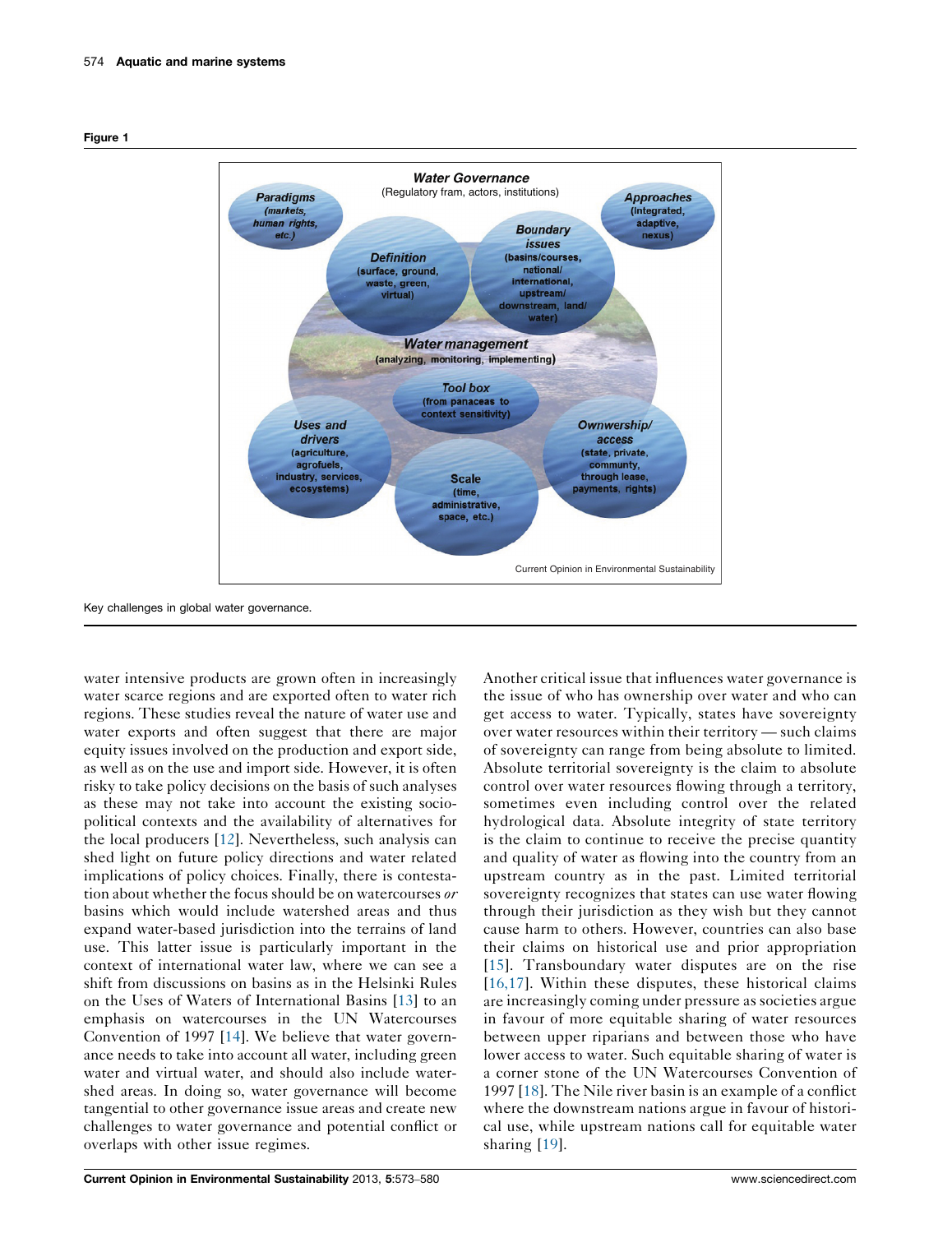**Figure 1**

Key challenges in global water governance.

water intensive products are grown often in increasingly water scarce regions and are exported often to water rich regions. These studies reveal the nature of water use and water exports and often suggest that there are major equity issues involved on the production and export side, as well as on the use and import side. However, it is often risky to take policy decisions on the basis of such analyses as these may not take into account the existing socio-political contexts and the availability of alternatives for the local producers [12]. Nevertheless, such analysis can shed light on future policy directions and water related implications of policy choices. Finally, there is contestation about whether the focus should be on watercourses *or* basins which would include watershed areas and thus expand water-based jurisdiction into the terrains of land use. This latter issue is particularly important in the context of international water law, where we can see a shift from discussions on basins as in the Helsinki Rules on the Uses of Waters of International Basins [13] to an emphasis on watercourses in the UN Watercourses Convention of 1997 [14]. We believe that water governance needs to take into account all water, including green water and virtual water, and should also include watershed areas. In doing so, water governance will become tangential to other governance issue areas and create new challenges to water governance and potential conflict or overlaps with other issue regimes.

Another critical issue that influences water governance is the issue of who has ownership over water and who can get access to water. Typically, states have sovereignty over water resources within their territory — such claims of sovereignty can range from being absolute to limited. Absolute territorial sovereignty is the claim to absolute control over water resources flowing through a territory, sometimes even including control over the related hydrological data. Absolute integrity of state territory is the claim to continue to receive the precise quantity and quality of water as flowing into the country from an upstream country as in the past. Limited territorial sovereignty recognizes that states can use water flowing through their jurisdiction as they wish but they cannot cause harm to others. However, countries can also base their claims on historical use and prior appropriation [15]. Transboundary water disputes are on the rise [16,17]. Within these disputes, these historical claims are increasingly coming under pressure as societies argue in favour of more equitable sharing of water resources between upper riparians and between those who have lower access to water. Such equitable sharing of water is a corner stone of the UN Watercourses Convention of 1997 [18]. The Nile river basin is an example of a conflict where the downstream nations argue in favour of historical use, while upstream nations call for equitable water sharing [19].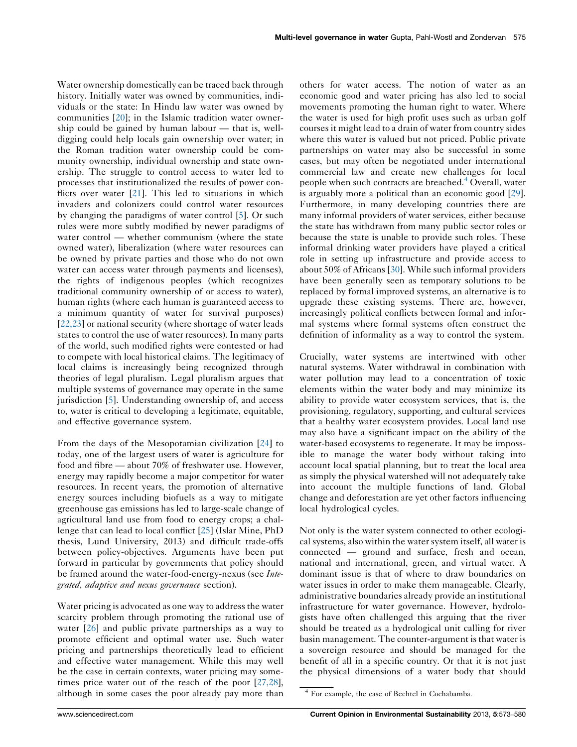Water ownership domestically can be traced back through history. Initially water was owned by communities, individuals or the state: In Hindu law water was owned by communities [20]; in the Islamic tradition water ownership could be gained by human labour — that is, well-digging could help locals gain ownership over water; in the Roman tradition water ownership could be community ownership, individual ownership and state ownership. The struggle to control access to water led to processes that institutionalized the results of power conflicts over water [21]. This led to situations in which invaders and colonizers could control water resources by changing the paradigms of water control [5]. Or such rules were more subtly modified by newer paradigms of water control — whether communism (where the state owned water), liberalization (where water resources can be owned by private parties and those who do not own water can access water through payments and licenses), the rights of indigenous peoples (which recognizes traditional community ownership of or access to water), human rights (where each human is guaranteed access to a minimum quantity of water for survival purposes) [22,23] or national security (where shortage of water leads states to control the use of water resources). In many parts of the world, such modified rights were contested or had to compete with local historical claims. The legitimacy of local claims is increasingly being recognized through theories of legal pluralism. Legal pluralism argues that multiple systems of governance may operate in the same jurisdiction [5]. Understanding ownership of, and access to, water is critical to developing a legitimate, equitable, and effective governance system.

From the days of the Mesopotamian civilization [24] to today, one of the largest users of water is agriculture for food and fibre — about 70% of freshwater use. However, energy may rapidly become a major competitor for water resources. In recent years, the promotion of alternative energy sources including biofuels as a way to mitigate greenhouse gas emissions has led to large-scale change of agricultural land use from food to energy crops; a challenge that can lead to local conflict [25] (Islar Mine, PhD thesis, Lund University, 2013) and difficult trade-offs between policy-objectives. Arguments have been put forward in particular by governments that policy should be framed around the water-food-energy-nexus (see *Integrated, adaptive and nexus governance* section).

Water pricing is advocated as one way to address the water scarcity problem through promoting the rational use of water [26] and public private partnerships as a way to promote efficient and optimal water use. Such water pricing and partnerships theoretically lead to efficient and effective water management. While this may well be the case in certain contexts, water pricing may sometimes price water out of the reach of the poor [27,28], although in some cases the poor already pay more than others for water access. The notion of water as an economic good and water pricing has also led to social movements promoting the human right to water. Where the water is used for high profit uses such as urban golf courses it might lead to a drain of water from country sides where this water is valued but not priced. Public private partnerships on water may also be successful in some cases, but may often be negotiated under international commercial law and create new challenges for local people when such contracts are breached.[4] Overall, water is arguably more a political than an economic good [29]. Furthermore, in many developing countries there are many informal providers of water services, either because the state has withdrawn from many public sector roles or because the state is unable to provide such roles. These informal drinking water providers have played a critical role in setting up infrastructure and provide access to about 50% of Africans [30]. While such informal providers have been generally seen as temporary solutions to be replaced by formal improved systems, an alternative is to upgrade these existing systems. There are, however, increasingly political conflicts between formal and informal systems where formal systems often construct the definition of informality as a way to control the system.

Crucially, water systems are intertwined with other natural systems. Water withdrawal in combination with water pollution may lead to a concentration of toxic elements within the water body and may minimize its ability to provide water ecosystem services, that is, the provisioning, regulatory, supporting, and cultural services that a healthy water ecosystem provides. Local land use may also have a significant impact on the ability of the water-based ecosystems to regenerate. It may be impossible to manage the water body without taking into account local spatial planning, but to treat the local area as simply the physical watershed will not adequately take into account the multiple functions of land. Global change and deforestation are yet other factors influencing local hydrological cycles.

Not only is the water system connected to other ecological systems, also within the water system itself, all water is connected — ground and surface, fresh and ocean, national and international, green, and virtual water. A dominant issue is that of where to draw boundaries on water issues in order to make them manageable. Clearly, administrative boundaries already provide an institutional infrastructure for water governance. However, hydrologists have often challenged this arguing that the river should be treated as a hydrological unit calling for river basin management. The counter-argument is that water is a sovereign resource and should be managed for the benefit of all in a specific country. Or that it is not just the physical dimensions of a water body that should

[4] For example, the case of Bechtel in Cochabamba.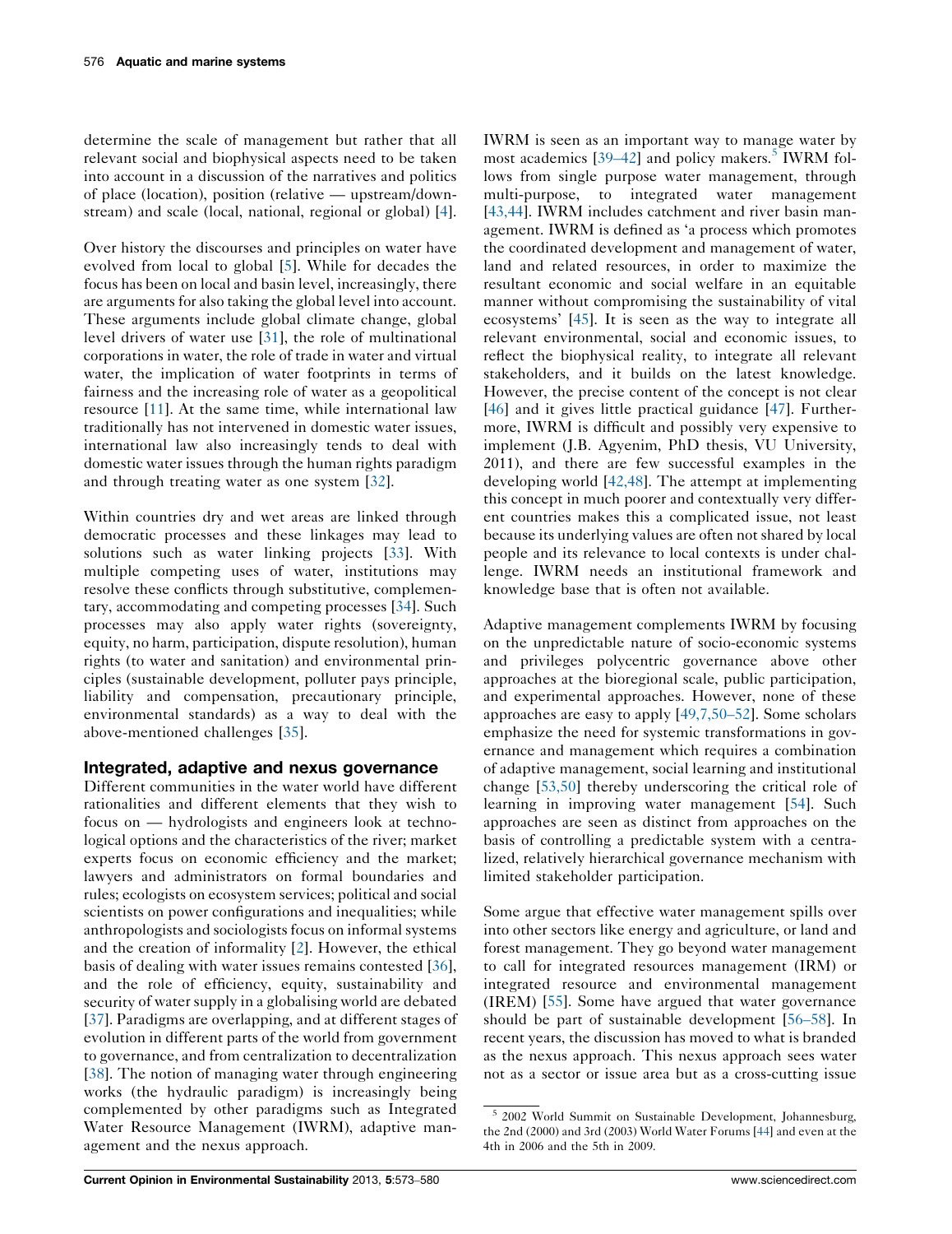determine the scale of management but rather that all relevant social and biophysical aspects need to be taken into account in a discussion of the narratives and politics of place (location), position (relative — upstream/downstream) and scale (local, national, regional or global) [4].

Over history the discourses and principles on water have evolved from local to global [5]. While for decades the focus has been on local and basin level, increasingly, there are arguments for also taking the global level into account. These arguments include global climate change, global level drivers of water use [31], the role of multinational corporations in water, the role of trade in water and virtual water, the implication of water footprints in terms of fairness and the increasing role of water as a geopolitical resource [11]. At the same time, while international law traditionally has not intervened in domestic water issues, international law also increasingly tends to deal with domestic water issues through the human rights paradigm and through treating water as one system [32].

Within countries dry and wet areas are linked through democratic processes and these linkages may lead to solutions such as water linking projects [33]. With multiple competing uses of water, institutions may resolve these conflicts through substitutive, complementary, accommodating and competing processes [34]. Such processes may also apply water rights (sovereignty, equity, no harm, participation, dispute resolution), human rights (to water and sanitation) and environmental principles (sustainable development, polluter pays principle, liability and compensation, precautionary principle, environmental standards) as a way to deal with the above-mentioned challenges [35].

## Integrated, adaptive and nexus governance

Different communities in the water world have different rationalities and different elements that they wish to focus on — hydrologists and engineers look at technological options and the characteristics of the river; market experts focus on economic efficiency and the market; lawyers and administrators on formal boundaries and rules; ecologists on ecosystem services; political and social scientists on power configurations and inequalities; while anthropologists and sociologists focus on informal systems and the creation of informality [2]. However, the ethical basis of dealing with water issues remains contested [36], and the role of efficiency, equity, sustainability and security of water supply in a globalising world are debated [37]. Paradigms are overlapping, and at different stages of evolution in different parts of the world from government to governance, and from centralization to decentralization [38]. The notion of managing water through engineering works (the hydraulic paradigm) is increasingly being complemented by other paradigms such as Integrated Water Resource Management (IWRM), adaptive management and the nexus approach.

IWRM is seen as an important way to manage water by most academics [39–42] and policy makers.[5] IWRM follows from single purpose water management, through multi-purpose, to integrated water management [43,44]. IWRM includes catchment and river basin management. IWRM is defined as 'a process which promotes the coordinated development and management of water, land and related resources, in order to maximize the resultant economic and social welfare in an equitable manner without compromising the sustainability of vital ecosystems' [45]. It is seen as the way to integrate all relevant environmental, social and economic issues, to reflect the biophysical reality, to integrate all relevant stakeholders, and it builds on the latest knowledge. However, the precise content of the concept is not clear [46] and it gives little practical guidance [47]. Furthermore, IWRM is difficult and possibly very expensive to implement (J.B. Agyenim, PhD thesis, VU University, 2011), and there are few successful examples in the developing world [42,48]. The attempt at implementing this concept in much poorer and contextually very different countries makes this a complicated issue, not least because its underlying values are often not shared by local people and its relevance to local contexts is under challenge. IWRM needs an institutional framework and knowledge base that is often not available.

Adaptive management complements IWRM by focusing on the unpredictable nature of socio-economic systems and privileges polycentric governance above other approaches at the bioregional scale, public participation, and experimental approaches. However, none of these approaches are easy to apply [49,7,50–52]. Some scholars emphasize the need for systemic transformations in governance and management which requires a combination of adaptive management, social learning and institutional change [53,50] thereby underscoring the critical role of learning in improving water management [54]. Such approaches are seen as distinct from approaches on the basis of controlling a predictable system with a centralized, relatively hierarchical governance mechanism with limited stakeholder participation.

Some argue that effective water management spills over into other sectors like energy and agriculture, or land and forest management. They go beyond water management to call for integrated resources management (IRM) or integrated resource and environmental management (IREM) [55]. Some have argued that water governance should be part of sustainable development [56–58]. In recent years, the discussion has moved to what is branded as the nexus approach. This nexus approach sees water not as a sector or issue area but as a cross-cutting issue

[5] 2002 World Summit on Sustainable Development, Johannesburg, the 2nd (2000) and 3rd (2003) World Water Forums [44] and even at the 4th in 2006 and the 5th in 2009.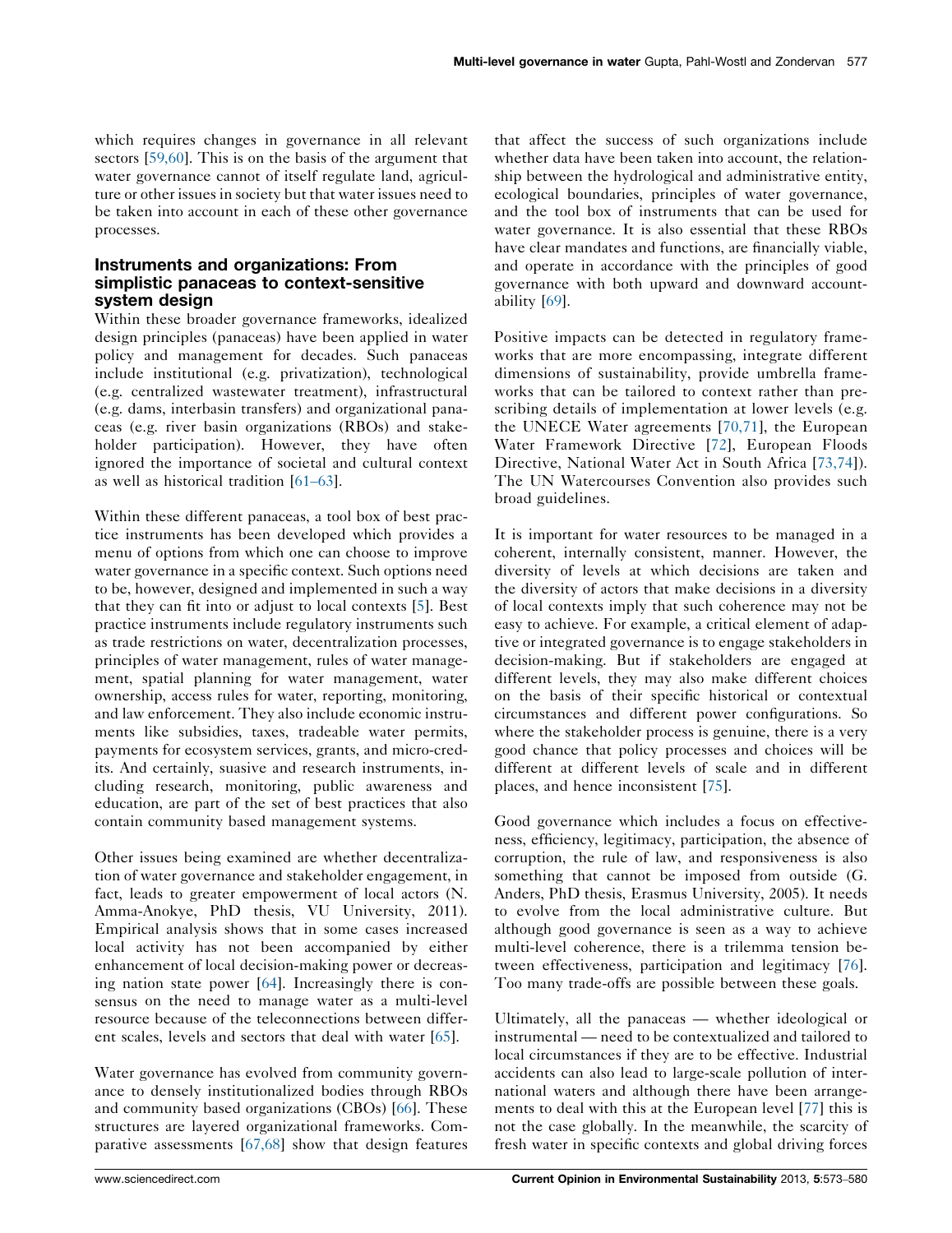which requires changes in governance in all relevant sectors [59,60]. This is on the basis of the argument that water governance cannot of itself regulate land, agriculture or other issues in society but that water issues need to be taken into account in each of these other governance processes.

## Instruments and organizations: From simplistic panaceas to context-sensitive system design

Within these broader governance frameworks, idealized design principles (panaceas) have been applied in water policy and management for decades. Such panaceas include institutional (e.g. privatization), technological (e.g. centralized wastewater treatment), infrastructural (e.g. dams, interbasin transfers) and organizational panaceas (e.g. river basin organizations (RBOs) and stakeholder participation). However, they have often ignored the importance of societal and cultural context as well as historical tradition [61–63].

Within these different panaceas, a tool box of best practice instruments has been developed which provides a menu of options from which one can choose to improve water governance in a specific context. Such options need to be, however, designed and implemented in such a way that they can fit into or adjust to local contexts [5]. Best practice instruments include regulatory instruments such as trade restrictions on water, decentralization processes, principles of water management, rules of water management, spatial planning for water management, water ownership, access rules for water, reporting, monitoring, and law enforcement. They also include economic instruments like subsidies, taxes, tradeable water permits, payments for ecosystem services, grants, and micro-credits. And certainly, suasive and research instruments, including research, monitoring, public awareness and education, are part of the set of best practices that also contain community based management systems.

Other issues being examined are whether decentralization of water governance and stakeholder engagement, in fact, leads to greater empowerment of local actors (N. Amma-Anokye, PhD thesis, VU University, 2011). Empirical analysis shows that in some cases increased local activity has not been accompanied by either enhancement of local decision-making power or decreasing nation state power [64]. Increasingly there is consensus on the need to manage water as a multi-level resource because of the teleconnections between different scales, levels and sectors that deal with water [65].

Water governance has evolved from community governance to densely institutionalized bodies through RBOs and community based organizations (CBOs) [66]. These structures are layered organizational frameworks. Comparative assessments [67,68] show that design features that affect the success of such organizations include whether data have been taken into account, the relationship between the hydrological and administrative entity, ecological boundaries, principles of water governance, and the tool box of instruments that can be used for water governance. It is also essential that these RBOs have clear mandates and functions, are financially viable, and operate in accordance with the principles of good governance with both upward and downward accountability [69].

Positive impacts can be detected in regulatory frameworks that are more encompassing, integrate different dimensions of sustainability, provide umbrella frameworks that can be tailored to context rather than prescribing details of implementation at lower levels (e.g. the UNECE Water agreements [70,71], the European Water Framework Directive [72], European Floods Directive, National Water Act in South Africa [73,74]). The UN Watercourses Convention also provides such broad guidelines.

It is important for water resources to be managed in a coherent, internally consistent, manner. However, the diversity of levels at which decisions are taken and the diversity of actors that make decisions in a diversity of local contexts imply that such coherence may not be easy to achieve. For example, a critical element of adaptive or integrated governance is to engage stakeholders in decision-making. But if stakeholders are engaged at different levels, they may also make different choices on the basis of their specific historical or contextual circumstances and different power configurations. So where the stakeholder process is genuine, there is a very good chance that policy processes and choices will be different at different levels of scale and in different places, and hence inconsistent [75].

Good governance which includes a focus on effectiveness, efficiency, legitimacy, participation, the absence of corruption, the rule of law, and responsiveness is also something that cannot be imposed from outside (G. Anders, PhD thesis, Erasmus University, 2005). It needs to evolve from the local administrative culture. But although good governance is seen as a way to achieve multi-level coherence, there is a trilemma tension between effectiveness, participation and legitimacy [76]. Too many trade-offs are possible between these goals.

Ultimately, all the panaceas — whether ideological or instrumental — need to be contextualized and tailored to local circumstances if they are to be effective. Industrial accidents can also lead to large-scale pollution of international waters and although there have been arrangements to deal with this at the European level [77] this is not the case globally. In the meanwhile, the scarcity of fresh water in specific contexts and global driving forces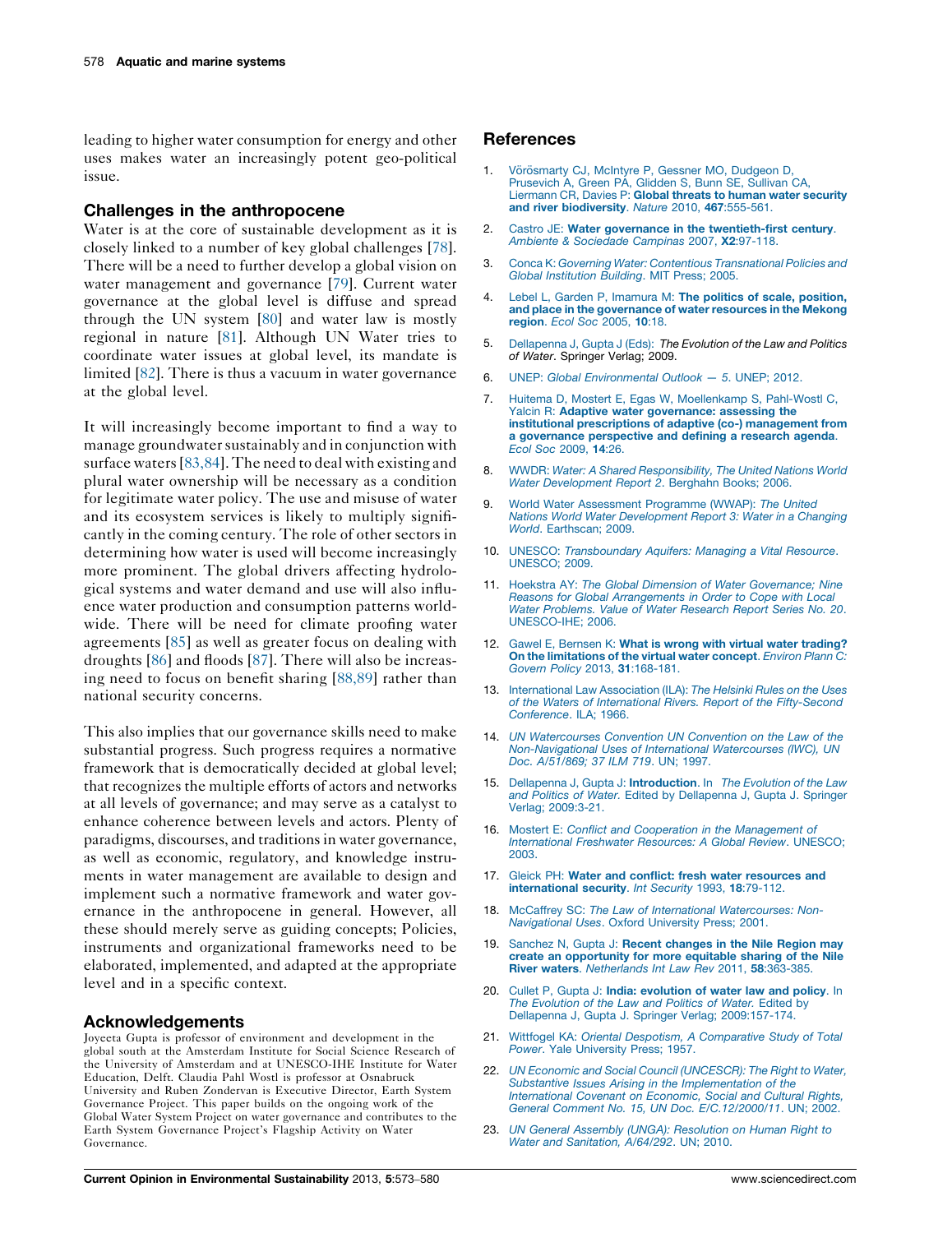leading to higher water consumption for energy and other uses makes water an increasingly potent geo-political issue.

## Challenges in the anthropocene

Water is at the core of sustainable development as it is closely linked to a number of key global challenges [78]. There will be a need to further develop a global vision on water management and governance [79]. Current water governance at the global level is diffuse and spread through the UN system [80] and water law is mostly regional in nature [81]. Although UN Water tries to coordinate water issues at global level, its mandate is limited [82]. There is thus a vacuum in water governance at the global level.

It will increasingly become important to find a way to manage groundwater sustainably and in conjunction with surface waters [83,84]. The need to deal with existing and plural water ownership will be necessary as a condition for legitimate water policy. The use and misuse of water and its ecosystem services is likely to multiply significantly in the coming century. The role of other sectors in determining how water is used will become increasingly more prominent. The global drivers affecting hydrological systems and water demand and use will also influence water production and consumption patterns worldwide. There will be need for climate proofing water agreements [85] as well as greater focus on dealing with droughts [86] and floods [87]. There will also be increasing need to focus on benefit sharing [88,89] rather than national security concerns.

This also implies that our governance skills need to make substantial progress. Such progress requires a normative framework that is democratically decided at global level; that recognizes the multiple efforts of actors and networks at all levels of governance; and may serve as a catalyst to enhance coherence between levels and actors. Plenty of paradigms, discourses, and traditions in water governance, as well as economic, regulatory, and knowledge instruments in water management are available to design and implement such a normative framework and water governance in the anthropocene in general. However, all these should merely serve as guiding concepts; Policies, instruments and organizational frameworks need to be elaborated, implemented, and adapted at the appropriate level and in a specific context.

## Acknowledgements

Joyeeta Gupta is professor of environment and development in the global south at the Amsterdam Institute for Social Science Research of the University of Amsterdam and at UNESCO-IHE Institute for Water Education, Delft. Claudia Pahl Wostl is professor at Osnabruck University and Ruben Zondervan is Executive Director, Earth System Governance Project. This paper builds on the ongoing work of the Global Water System Project on water governance and contributes to the Earth System Governance Project's Flagship Activity on Water Governance.

## References

1. Vörösmarty CJ, McIntyre P, Gessner MO, Dudgeon D, Prusevich A, Green PA, Glidden S, Bunn SE, Sullivan CA, Liermann CR, Davies P: **Global threats to human water security and river biodiversity**. *Nature* 2010, **467**:555-561.
2. Castro JE: **Water governance in the twentieth-first century**. *Ambiente & Sociedade Campinas* 2007, **X2**:97-118.
3. Conca K: *Governing Water: Contentious Transnational Policies and Global Institution Building*. MIT Press; 2005.
4. Lebel L, Garden P, Imamura M: **The politics of scale, position, and place in the governance of water resources in the Mekong region**. *Ecol Soc* 2005, **10**:18.
5. Dellapenna J, Gupta J (Eds): *The Evolution of the Law and Politics of Water*. Springer Verlag; 2009.
6. UNEP: *Global Environmental Outlook — 5*. UNEP; 2012.
7. Huitema D, Mostert E, Egas W, Moellenkamp S, Pahl-Wostl C, Yalcin R: **Adaptive water governance: assessing the institutional prescriptions of adaptive (co-) management from a governance perspective and defining a research agenda**. *Ecol Soc* 2009, **14**:26.
8. WWDR: *Water: A Shared Responsibility, The United Nations World Water Development Report 2*. Berghahn Books; 2006.
9. World Water Assessment Programme (WWAP): *The United Nations World Water Development Report 3: Water in a Changing World*. Earthscan; 2009.
10. UNESCO: *Transboundary Aquifers: Managing a Vital Resource*. UNESCO; 2009.
11. Hoekstra AY: *The Global Dimension of Water Governance; Nine Reasons for Global Arrangements in Order to Cope with Local Water Problems. Value of Water Research Report Series No. 20*. UNESCO-IHE; 2006.
12. Gawel E, Bernsen K: **What is wrong with virtual water trading? On the limitations of the virtual water concept**. *Environ Plann C: Govern Policy* 2013, **31**:168-181.
13. International Law Association (ILA): *The Helsinki Rules on the Uses of the Waters of International Rivers. Report of the Fifty-Second Conference*. ILA; 1966.
14. *UN Watercourses Convention UN Convention on the Law of the Non-Navigational Uses of International Watercourses (IWC), UN Doc. A/51/869; 37 ILM 719*. UN; 1997.
15. Dellapenna J, Gupta J: **Introduction**. In *The Evolution of the Law and Politics of Water*. Edited by Dellapenna J, Gupta J. Springer Verlag; 2009:3-21.
16. Mostert E: *Conflict and Cooperation in the Management of International Freshwater Resources: A Global Review*. UNESCO; 2003.
17. Gleick PH: **Water and conflict: fresh water resources and international security**. *Int Security* 1993, **18**:79-112.
18. McCaffrey SC: *The Law of International Watercourses: Non-Navigational Uses*. Oxford University Press; 2001.
19. Sanchez N, Gupta J: **Recent changes in the Nile Region may create an opportunity for more equitable sharing of the Nile River waters**. *Netherlands Int Law Rev* 2011, **58**:363-385.
20. Cullet P, Gupta J: **India: evolution of water law and policy**. In *The Evolution of the Law and Politics of Water*. Edited by Dellapenna J, Gupta J. Springer Verlag; 2009:157-174.
21. Wittfogel KA: *Oriental Despotism, A Comparative Study of Total Power*. Yale University Press; 1957.
22. *UN Economic and Social Council (UNCESCR): The Right to Water, Substantive Issues Arising in the Implementation of the International Covenant on Economic, Social and Cultural Rights, General Comment No. 15, UN Doc. E/C.12/2000/11*. UN; 2002.
23. *UN General Assembly (UNGA): Resolution on Human Right to Water and Sanitation, A/64/292*. UN; 2010.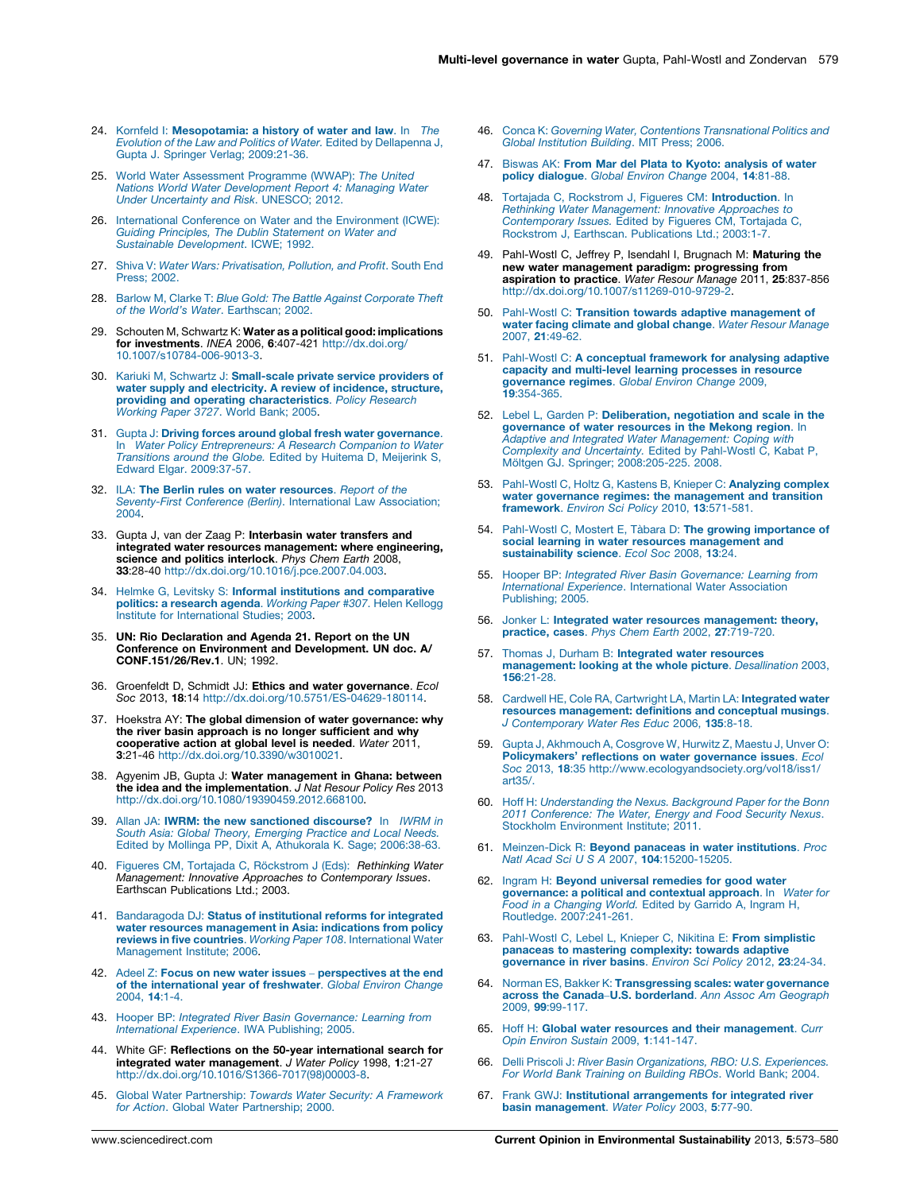24. Kornfeld I: **Mesopotamia: a history of water and law**. In *The Evolution of the Law and Politics of Water*. Edited by Dellapenna J, Gupta J. Springer Verlag; 2009:21-36.

25. World Water Assessment Programme (WWAP): *The United Nations World Water Development Report 4: Managing Water Under Uncertainty and Risk*. UNESCO; 2012.

26. International Conference on Water and the Environment (ICWE): *Guiding Principles, The Dublin Statement on Water and Sustainable Development*. ICWE; 1992.

27. Shiva V: *Water Wars: Privatisation, Pollution, and Profit*. South End Press; 2002.

28. Barlow M, Clarke T: *Blue Gold: The Battle Against Corporate Theft of the World's Water*. Earthscan; 2002.

29. Schouten M, Schwartz K: **Water as a political good: implications for investments**. *INEA* 2006, **6**:407-421 http://dx.doi.org/10.1007/s10784-006-9013-3.

30. Kariuki M, Schwartz J: **Small-scale private service providers of water supply and electricity. A review of incidence, structure, providing and operating characteristics**. *Policy Research Working Paper 3727*. World Bank; 2005.

31. Gupta J: **Driving forces around global fresh water governance**. In *Water Policy Entrepreneurs: A Research Companion to Water Transitions around the Globe*. Edited by Huitema D, Meijerink S, Edward Elgar. 2009:37-57.

32. ILA: **The Berlin rules on water resources**. *Report of the Seventy-First Conference (Berlin)*. International Law Association; 2004.

33. Gupta J, van der Zaag P: **Interbasin water transfers and integrated water resources management: where engineering, science and politics interlock**. *Phys Chem Earth* 2008, **33**:28-40 http://dx.doi.org/10.1016/j.pce.2007.04.003.

34. Helmke G, Levitsky S: **Informal institutions and comparative politics: a research agenda**. *Working Paper #307*. Helen Kellogg Institute for International Studies; 2003.

35. **UN: Rio Declaration and Agenda 21. Report on the UN Conference on Environment and Development. UN doc. A/CONF.151/26/Rev.1**. UN; 1992.

36. Groenfeldt D, Schmidt JJ: **Ethics and water governance**. *Ecol Soc* 2013, **18**:14 http://dx.doi.org/10.5751/ES-04629-180114.

37. Hoekstra AY: **The global dimension of water governance: why the river basin approach is no longer sufficient and why cooperative action at global level is needed**. *Water* 2011, **3**:21-46 http://dx.doi.org/10.3390/w3010021.

38. Agyenim JB, Gupta J: **Water management in Ghana: between the idea and the implementation**. *J Nat Resour Policy Res* 2013 http://dx.doi.org/10.1080/19390459.2012.668100.

39. Allan JA: **IWRM: the new sanctioned discourse?** In *IWRM in South Asia: Global Theory, Emerging Practice and Local Needs*. Edited by Mollinga PP, Dixit A, Athukorala K. Sage; 2006:38-63.

40. Figueres CM, Tortajada C, Röckstrom J (Eds): *Rethinking Water Management: Innovative Approaches to Contemporary Issues*. Earthscan Publications Ltd.; 2003.

41. Bandaragoda DJ: **Status of institutional reforms for integrated water resources management in Asia: indications from policy reviews in five countries**. *Working Paper 108*. International Water Management Institute; 2006.

42. Adeel Z: **Focus on new water issues – perspectives at the end of the international year of freshwater**. *Global Environ Change* 2004, **14**:1-4.

43. Hooper BP: *Integrated River Basin Governance: Learning from International Experience*. IWA Publishing; 2005.

44. White GF: **Reflections on the 50-year international search for integrated water management**. *J Water Policy* 1998, **1**:21-27 http://dx.doi.org/10.1016/S1366-7017(98)00003-8.

45. Global Water Partnership: *Towards Water Security: A Framework for Action*. Global Water Partnership; 2000.

46. Conca K: *Governing Water, Contentions Transnational Politics and Global Institution Building*. MIT Press; 2006.

47. Biswas AK: **From Mar del Plata to Kyoto: analysis of water policy dialogue**. *Global Environ Change* 2004, **14**:81-88.

48. Tortajada C, Rockstrom J, Figueres CM: **Introduction**. In *Rethinking Water Management: Innovative Approaches to Contemporary Issues*. Edited by Figueres CM, Tortajada C, Rockstrom J, Earthscan. Publications Ltd.; 2003:1-7.

49. Pahl-Wostl C, Jeffrey P, Isendahl I, Brugnach M: **Maturing the new water management paradigm: progressing from aspiration to practice**. *Water Resour Manage* 2011, **25**:837-856 http://dx.doi.org/10.1007/s11269-010-9729-2.

50. Pahl-Wostl C: **Transition towards adaptive management of water facing climate and global change**. *Water Resour Manage* 2007, **21**:49-62.

51. Pahl-Wostl C: **A conceptual framework for analysing adaptive capacity and multi-level learning processes in resource governance regimes**. *Global Environ Change* 2009, **19**:354-365.

52. Lebel L, Garden P: **Deliberation, negotiation and scale in the governance of water resources in the Mekong region**. In *Adaptive and Integrated Water Management: Coping with Complexity and Uncertainty*. Edited by Pahl-Wostl C, Kabat P, Möltgen GJ. Springer; 2008:205-225. 2008.

53. Pahl-Wostl C, Holtz G, Kastens B, Knieper C: **Analyzing complex water governance regimes: the management and transition framework**. *Environ Sci Policy* 2010, **13**:571-581.

54. Pahl-Wostl C, Mostert E, Tàbara D: **The growing importance of social learning in water resources management and sustainability science**. *Ecol Soc* 2008, **13**:24.

55. Hooper BP: *Integrated River Basin Governance: Learning from International Experience*. International Water Association Publishing; 2005.

56. Jonker L: **Integrated water resources management: theory, practice, cases**. *Phys Chem Earth* 2002, **27**:719-720.

57. Thomas J, Durham B: **Integrated water resources management: looking at the whole picture**. *Desallination* 2003, **156**:21-28.

58. Cardwell HE, Cole RA, Cartwright LA, Martin LA: **Integrated water resources management: definitions and conceptual musings**. *J Contemporary Water Res Educ* 2006, **135**:8-18.

59. Gupta J, Akhmouch A, Cosgrove W, Hurwitz Z, Maestu J, Unver O: **Policymakers' reflections on water governance issues**. *Ecol Soc* 2013, **18**:35 http://www.ecologyandsociety.org/vol18/iss1/art35/.

60. Hoff H: *Understanding the Nexus. Background Paper for the Bonn 2011 Conference: The Water, Energy and Food Security Nexus*. Stockholm Environment Institute; 2011.

61. Meinzen-Dick R: **Beyond panaceas in water institutions**. *Proc Natl Acad Sci U S A* 2007, **104**:15200-15205.

62. Ingram H: **Beyond universal remedies for good water governance: a political and contextual approach**. In *Water for Food in a Changing World*. Edited by Garrido A, Ingram H, Routledge. 2007:241-261.

63. Pahl-Wostl C, Lebel L, Knieper C, Nikitina E: **From simplistic panaceas to mastering complexity: towards adaptive governance in river basins**. *Environ Sci Policy* 2012, **23**:24-34.

64. Norman ES, Bakker K: **Transgressing scales: water governance across the Canada–U.S. borderland**. *Ann Assoc Am Geograph* 2009, **99**:99-117.

65. Hoff H: **Global water resources and their management**. *Curr Opin Environ Sustain* 2009, **1**:141-147.

66. Delli Priscoli J: *River Basin Organizations, RBO: U.S. Experiences. For World Bank Training on Building RBOs*. World Bank; 2004.

67. Frank GWJ: **Institutional arrangements for integrated river basin management**. *Water Policy* 2003, **5**:77-90.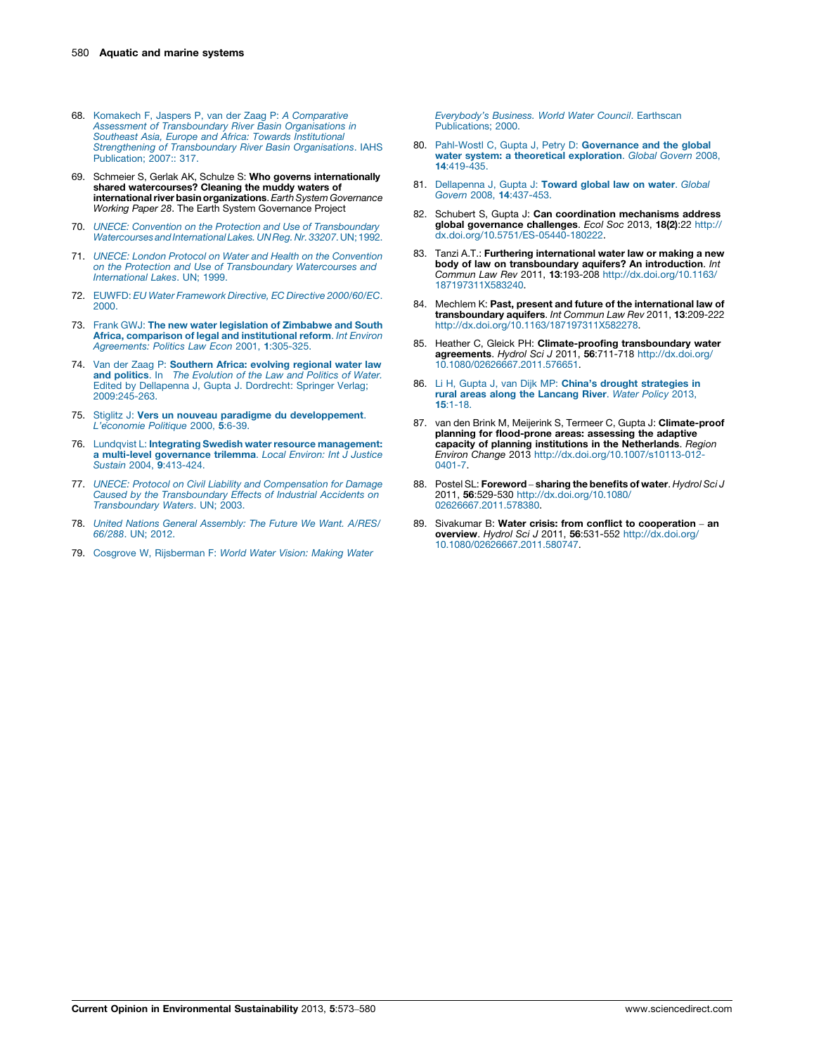68. Komakech F, Jaspers P, van der Zaag P: *A Comparative Assessment of Transboundary River Basin Organisations in Southeast Asia, Europe and Africa: Towards Institutional Strengthening of Transboundary River Basin Organisations*. IAHS Publication; 2007:: 317.

69. Schmeier S, Gerlak AK, Schulze S: **Who governs internationally shared watercourses? Cleaning the muddy waters of international river basin organizations**. *Earth System Governance Working Paper 28*. The Earth System Governance Project

70. *UNECE: Convention on the Protection and Use of Transboundary Watercourses and International Lakes. UN Reg. Nr. 33207*. UN; 1992.

71. *UNECE: London Protocol on Water and Health on the Convention on the Protection and Use of Transboundary Watercourses and International Lakes*. UN; 1999.

72. EUWFD: *EU Water Framework Directive, EC Directive 2000/60/EC*. 2000.

73. Frank GWJ: **The new water legislation of Zimbabwe and South Africa, comparison of legal and institutional reform**. *Int Environ Agreements: Politics Law Econ* 2001, **1**:305-325.

74. Van der Zaag P: **Southern Africa: evolving regional water law and politics**. In *The Evolution of the Law and Politics of Water*. Edited by Dellapenna J, Gupta J. Dordrecht: Springer Verlag; 2009:245-263.

75. Stiglitz J: **Vers un nouveau paradigme du developpement**. *L'économie Politique* 2000, **5**:6-39.

76. Lundqvist L: **Integrating Swedish water resource management: a multi-level governance trilemma**. *Local Environ: Int J Justice Sustain* 2004, **9**:413-424.

77. *UNECE: Protocol on Civil Liability and Compensation for Damage Caused by the Transboundary Effects of Industrial Accidents on Transboundary Waters*. UN; 2003.

78. *United Nations General Assembly: The Future We Want. A/RES/66/288*. UN; 2012.

79. Cosgrove W, Rijsberman F: *World Water Vision: Making Water Everybody's Business. World Water Council*. Earthscan Publications; 2000.

80. Pahl-Wostl C, Gupta J, Petry D: **Governance and the global water system: a theoretical exploration**. *Global Govern* 2008, **14**:419-435.

81. Dellapenna J, Gupta J: **Toward global law on water**. *Global Govern* 2008, **14**:437-453.

82. Schubert S, Gupta J: **Can coordination mechanisms address global governance challenges**. *Ecol Soc* 2013, **18(2)**:22 http://dx.doi.org/10.5751/ES-05440-180222.

83. Tanzi A.T.: **Furthering international water law or making a new body of law on transboundary aquifers? An introduction**. *Int Commun Law Rev* 2011, **13**:193-208 http://dx.doi.org/10.1163/187197311X583240.

84. Mechlem K: **Past, present and future of the international law of transboundary aquifers**. *Int Commun Law Rev* 2011, **13**:209-222 http://dx.doi.org/10.1163/187197311X582278.

85. Heather C, Gleick PH: **Climate-proofing transboundary water agreements**. *Hydrol Sci J* 2011, **56**:711-718 http://dx.doi.org/10.1080/02626667.2011.576651.

86. Li H, Gupta J, van Dijk MP: **China's drought strategies in rural areas along the Lancang River**. *Water Policy* 2013, **15**:1-18.

87. van den Brink M, Meijerink S, Termeer C, Gupta J: **Climate-proof planning for flood-prone areas: assessing the adaptive capacity of planning institutions in the Netherlands**. *Region Environ Change* 2013 http://dx.doi.org/10.1007/s10113-012-0401-7.

88. Postel SL: **Foreword – sharing the benefits of water**. *Hydrol Sci J* 2011, **56**:529-530 http://dx.doi.org/10.1080/02626667.2011.578380.

89. Sivakumar B: **Water crisis: from conflict to cooperation – an overview**. *Hydrol Sci J* 2011, **56**:531-552 http://dx.doi.org/10.1080/02626667.2011.580747.